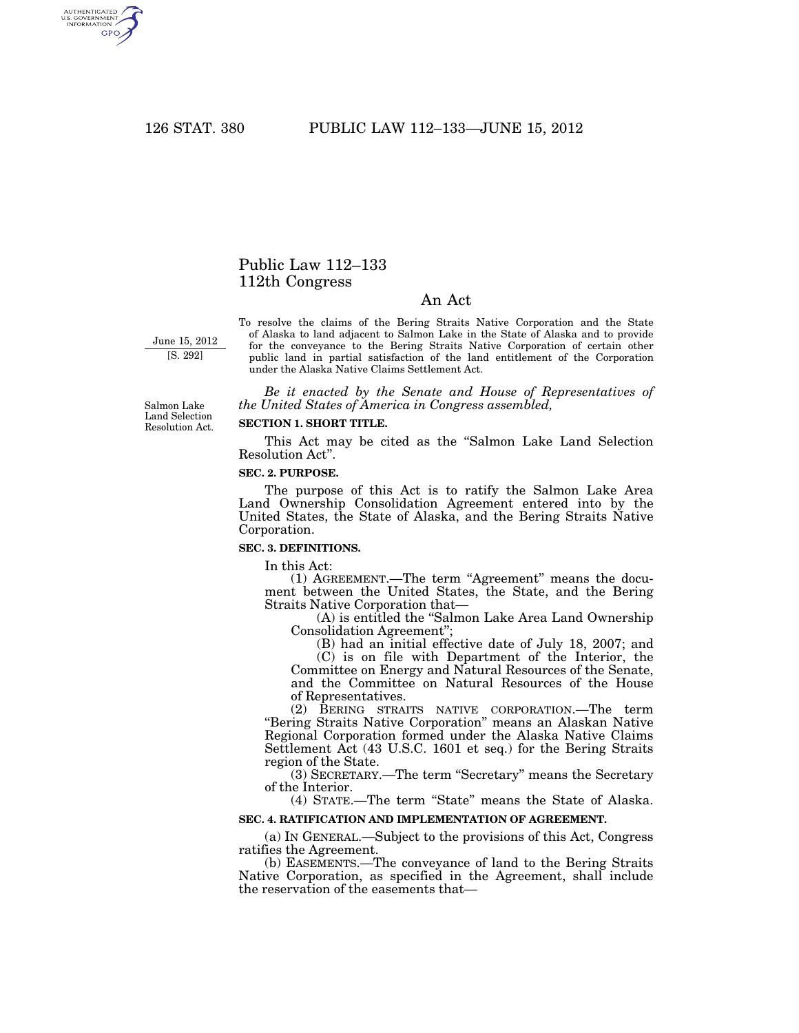# Public Law 112–133
# 112th Congress

## An Act

June 15, 2012
[S. 292]

To resolve the claims of the Bering Straits Native Corporation and the State of Alaska to land adjacent to Salmon Lake in the State of Alaska and to provide for the conveyance to the Bering Straits Native Corporation of certain other public land in partial satisfaction of the land entitlement of the Corporation under the Alaska Native Claims Settlement Act.

*Be it enacted by the Senate and House of Representatives of the United States of America in Congress assembled,*

Salmon Lake Land Selection Resolution Act.

**SECTION 1. SHORT TITLE.**

This Act may be cited as the "Salmon Lake Land Selection Resolution Act".

**SEC. 2. PURPOSE.**

The purpose of this Act is to ratify the Salmon Lake Area Land Ownership Consolidation Agreement entered into by the United States, the State of Alaska, and the Bering Straits Native Corporation.

**SEC. 3. DEFINITIONS.**

In this Act:

(1) AGREEMENT.—The term "Agreement" means the document between the United States, the State, and the Bering Straits Native Corporation that—

(A) is entitled the "Salmon Lake Area Land Ownership Consolidation Agreement";

(B) had an initial effective date of July 18, 2007; and

(C) is on file with Department of the Interior, the Committee on Energy and Natural Resources of the Senate, and the Committee on Natural Resources of the House of Representatives.

(2) BERING STRAITS NATIVE CORPORATION.—The term "Bering Straits Native Corporation" means an Alaskan Native Regional Corporation formed under the Alaska Native Claims Settlement Act (43 U.S.C. 1601 et seq.) for the Bering Straits region of the State.

(3) SECRETARY.—The term "Secretary" means the Secretary of the Interior.

(4) STATE.—The term "State" means the State of Alaska.

**SEC. 4. RATIFICATION AND IMPLEMENTATION OF AGREEMENT.**

(a) IN GENERAL.—Subject to the provisions of this Act, Congress ratifies the Agreement.

(b) EASEMENTS.—The conveyance of land to the Bering Straits Native Corporation, as specified in the Agreement, shall include the reservation of the easements that—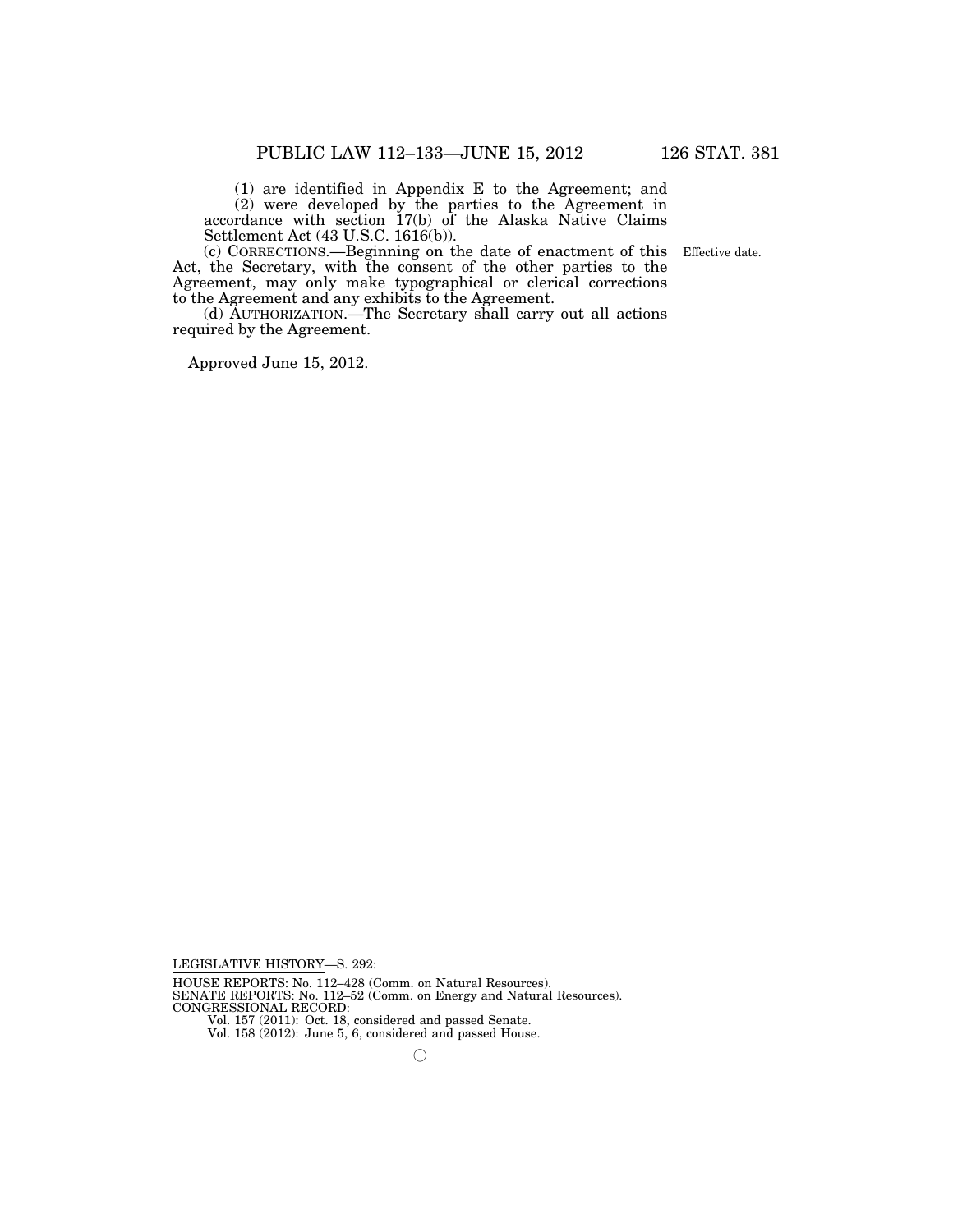(1) are identified in Appendix E to the Agreement; and

(2) were developed by the parties to the Agreement in accordance with section 17(b) of the Alaska Native Claims Settlement Act (43 U.S.C. 1616(b)).

(c) CORRECTIONS.—Beginning on the date of enactment of this Act, the Secretary, with the consent of the other parties to the Agreement, may only make typographical or clerical corrections to the Agreement and any exhibits to the Agreement.

Effective date.

(d) AUTHORIZATION.—The Secretary shall carry out all actions required by the Agreement.

Approved June 15, 2012.

---

LEGISLATIVE HISTORY—S. 292:

HOUSE REPORTS: No. 112–428 (Comm. on Natural Resources).
SENATE REPORTS: No. 112–52 (Comm. on Energy and Natural Resources).
CONGRESSIONAL RECORD:
Vol. 157 (2011): Oct. 18, considered and passed Senate.
Vol. 158 (2012): June 5, 6, considered and passed House.

○